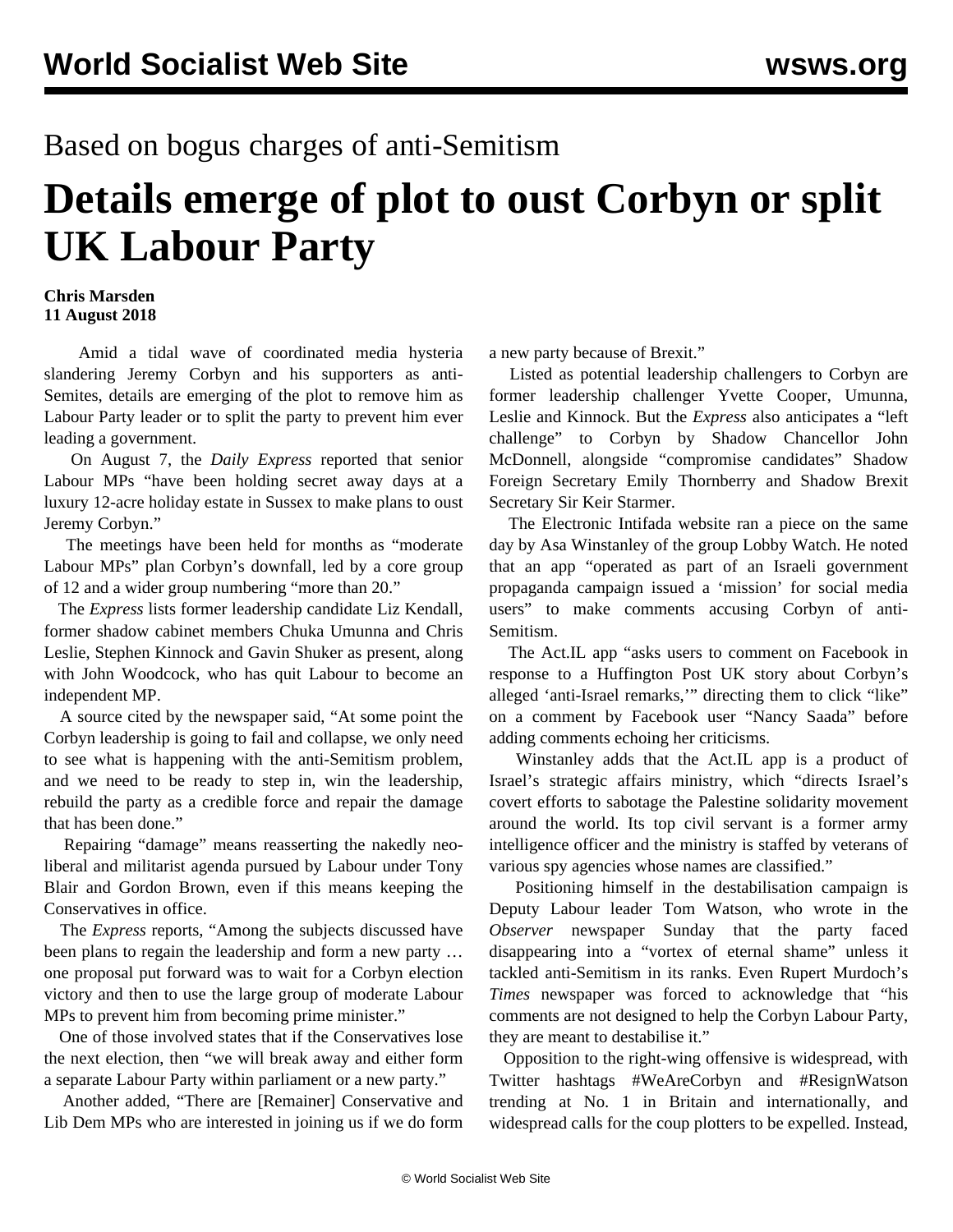Based on bogus charges of anti-Semitism

# Details emerge of plot to oust Corbyn or split UK Labour Party

**Chris Marsden**
**11 August 2018**

Amid a tidal wave of coordinated media hysteria slandering Jeremy Corbyn and his supporters as anti-Semites, details are emerging of the plot to remove him as Labour Party leader or to split the party to prevent him ever leading a government.

On August 7, the *Daily Express* reported that senior Labour MPs "have been holding secret away days at a luxury 12-acre holiday estate in Sussex to make plans to oust Jeremy Corbyn."

The meetings have been held for months as "moderate Labour MPs" plan Corbyn's downfall, led by a core group of 12 and a wider group numbering "more than 20."

The *Express* lists former leadership candidate Liz Kendall, former shadow cabinet members Chuka Umunna and Chris Leslie, Stephen Kinnock and Gavin Shuker as present, along with John Woodcock, who has quit Labour to become an independent MP.

A source cited by the newspaper said, "At some point the Corbyn leadership is going to fail and collapse, we only need to see what is happening with the anti-Semitism problem, and we need to be ready to step in, win the leadership, rebuild the party as a credible force and repair the damage that has been done."

Repairing "damage" means reasserting the nakedly neo-liberal and militarist agenda pursued by Labour under Tony Blair and Gordon Brown, even if this means keeping the Conservatives in office.

The *Express* reports, "Among the subjects discussed have been plans to regain the leadership and form a new party … one proposal put forward was to wait for a Corbyn election victory and then to use the large group of moderate Labour MPs to prevent him from becoming prime minister."

One of those involved states that if the Conservatives lose the next election, then "we will break away and either form a separate Labour Party within parliament or a new party."

Another added, "There are [Remainer] Conservative and Lib Dem MPs who are interested in joining us if we do form a new party because of Brexit."

Listed as potential leadership challengers to Corbyn are former leadership challenger Yvette Cooper, Umunna, Leslie and Kinnock. But the *Express* also anticipates a "left challenge" to Corbyn by Shadow Chancellor John McDonnell, alongside "compromise candidates" Shadow Foreign Secretary Emily Thornberry and Shadow Brexit Secretary Sir Keir Starmer.

The Electronic Intifada website ran a piece on the same day by Asa Winstanley of the group Lobby Watch. He noted that an app "operated as part of an Israeli government propaganda campaign issued a 'mission' for social media users" to make comments accusing Corbyn of anti-Semitism.

The Act.IL app "asks users to comment on Facebook in response to a Huffington Post UK story about Corbyn's alleged 'anti-Israel remarks,'" directing them to click "like" on a comment by Facebook user "Nancy Saada" before adding comments echoing her criticisms.

Winstanley adds that the Act.IL app is a product of Israel's strategic affairs ministry, which "directs Israel's covert efforts to sabotage the Palestine solidarity movement around the world. Its top civil servant is a former army intelligence officer and the ministry is staffed by veterans of various spy agencies whose names are classified."

Positioning himself in the destabilisation campaign is Deputy Labour leader Tom Watson, who wrote in the *Observer* newspaper Sunday that the party faced disappearing into a "vortex of eternal shame" unless it tackled anti-Semitism in its ranks. Even Rupert Murdoch's *Times* newspaper was forced to acknowledge that "his comments are not designed to help the Corbyn Labour Party, they are meant to destabilise it."

Opposition to the right-wing offensive is widespread, with Twitter hashtags #WeAreCorbyn and #ResignWatson trending at No. 1 in Britain and internationally, and widespread calls for the coup plotters to be expelled. Instead,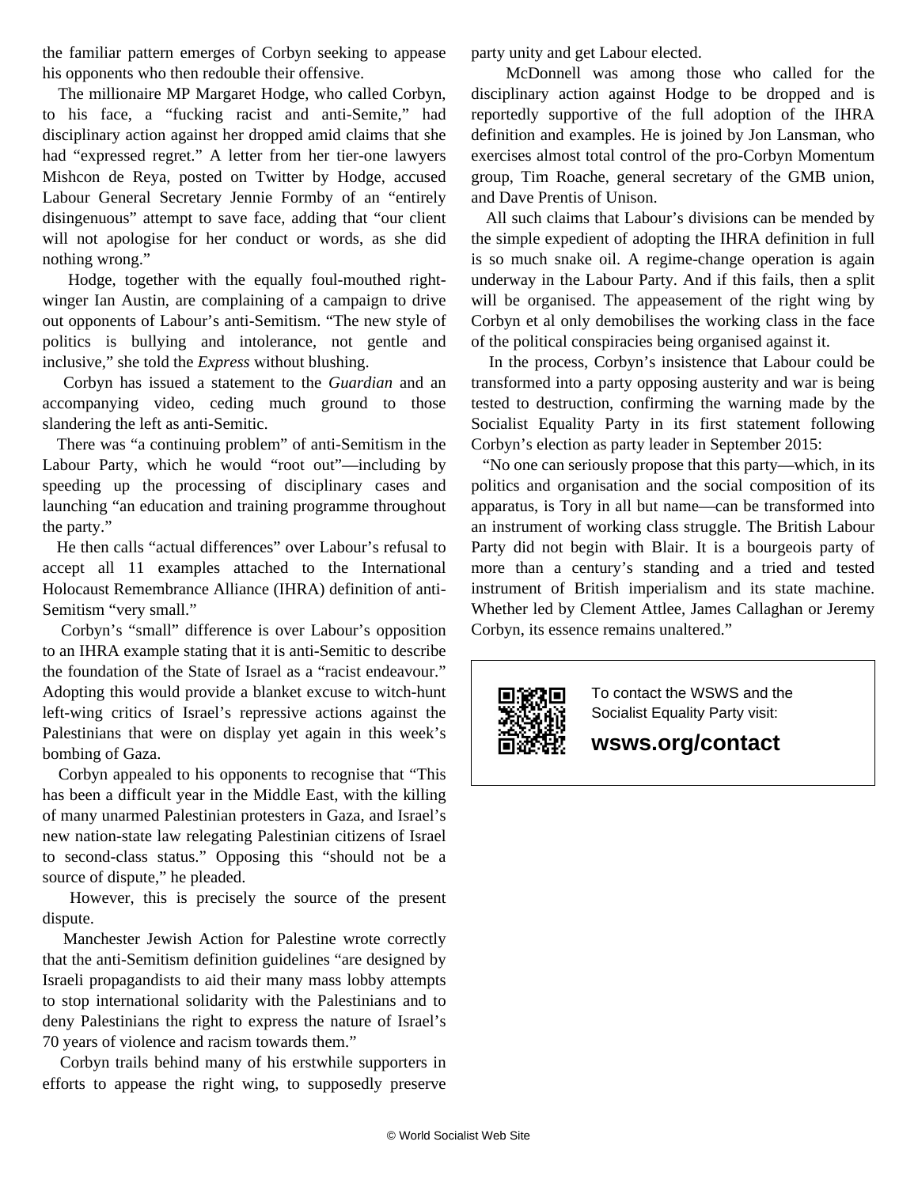the familiar pattern emerges of Corbyn seeking to appease his opponents who then redouble their offensive.

The millionaire MP Margaret Hodge, who called Corbyn, to his face, a "fucking racist and anti-Semite," had disciplinary action against her dropped amid claims that she had "expressed regret." A letter from her tier-one lawyers Mishcon de Reya, posted on Twitter by Hodge, accused Labour General Secretary Jennie Formby of an "entirely disingenuous" attempt to save face, adding that "our client will not apologise for her conduct or words, as she did nothing wrong."

Hodge, together with the equally foul-mouthed right-winger Ian Austin, are complaining of a campaign to drive out opponents of Labour's anti-Semitism. "The new style of politics is bullying and intolerance, not gentle and inclusive," she told the *Express* without blushing.

Corbyn has issued a statement to the *Guardian* and an accompanying video, ceding much ground to those slandering the left as anti-Semitic.

There was "a continuing problem" of anti-Semitism in the Labour Party, which he would "root out"—including by speeding up the processing of disciplinary cases and launching "an education and training programme throughout the party."

He then calls "actual differences" over Labour's refusal to accept all 11 examples attached to the International Holocaust Remembrance Alliance (IHRA) definition of anti-Semitism "very small."

Corbyn's "small" difference is over Labour's opposition to an IHRA example stating that it is anti-Semitic to describe the foundation of the State of Israel as a "racist endeavour." Adopting this would provide a blanket excuse to witch-hunt left-wing critics of Israel's repressive actions against the Palestinians that were on display yet again in this week's bombing of Gaza.

Corbyn appealed to his opponents to recognise that "This has been a difficult year in the Middle East, with the killing of many unarmed Palestinian protesters in Gaza, and Israel's new nation-state law relegating Palestinian citizens of Israel to second-class status." Opposing this "should not be a source of dispute," he pleaded.

However, this is precisely the source of the present dispute.

Manchester Jewish Action for Palestine wrote correctly that the anti-Semitism definition guidelines "are designed by Israeli propagandists to aid their many mass lobby attempts to stop international solidarity with the Palestinians and to deny Palestinians the right to express the nature of Israel's 70 years of violence and racism towards them."

Corbyn trails behind many of his erstwhile supporters in efforts to appease the right wing, to supposedly preserve party unity and get Labour elected.

McDonnell was among those who called for the disciplinary action against Hodge to be dropped and is reportedly supportive of the full adoption of the IHRA definition and examples. He is joined by Jon Lansman, who exercises almost total control of the pro-Corbyn Momentum group, Tim Roache, general secretary of the GMB union, and Dave Prentis of Unison.

All such claims that Labour's divisions can be mended by the simple expedient of adopting the IHRA definition in full is so much snake oil. A regime-change operation is again underway in the Labour Party. And if this fails, then a split will be organised. The appeasement of the right wing by Corbyn et al only demobilises the working class in the face of the political conspiracies being organised against it.

In the process, Corbyn's insistence that Labour could be transformed into a party opposing austerity and war is being tested to destruction, confirming the warning made by the Socialist Equality Party in its first statement following Corbyn's election as party leader in September 2015:

"No one can seriously propose that this party—which, in its politics and organisation and the social composition of its apparatus, is Tory in all but name—can be transformed into an instrument of working class struggle. The British Labour Party did not begin with Blair. It is a bourgeois party of more than a century's standing and a tried and tested instrument of British imperialism and its state machine. Whether led by Clement Attlee, James Callaghan or Jeremy Corbyn, its essence remains unaltered."

To contact the WSWS and the Socialist Equality Party visit:

**wsws.org/contact**